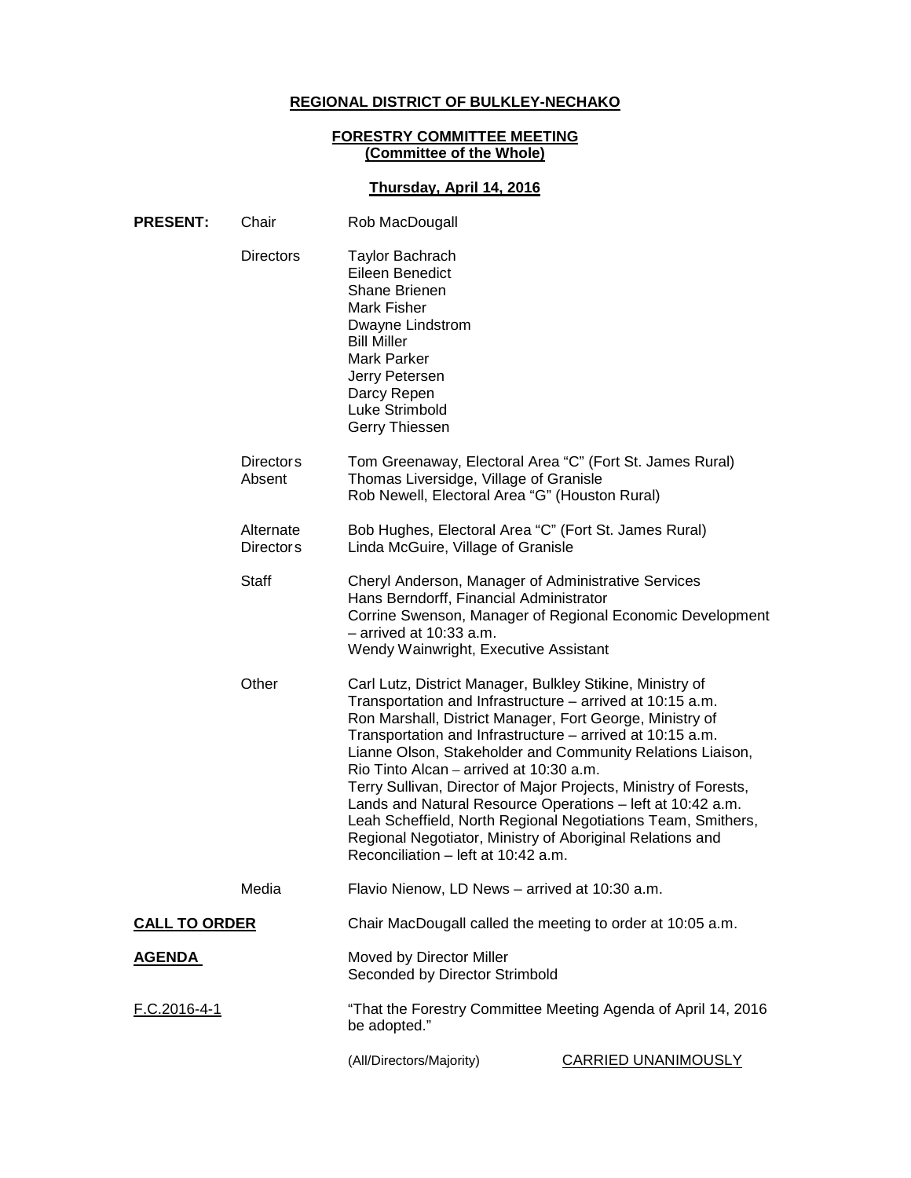**REGIONAL DISTRICT OF BULKLEY-NECHAKO**

**FORESTRY COMMITTEE MEETING**
**(Committee of the Whole)**

**Thursday, April 14, 2016**

| | | |
|---|---|---|
| **PRESENT:** | Chair | Rob MacDougall |
| | Directors | Taylor Bachrach<br>Eileen Benedict<br>Shane Brienen<br>Mark Fisher<br>Dwayne Lindstrom<br>Bill Miller<br>Mark Parker<br>Jerry Petersen<br>Darcy Repen<br>Luke Strimbold<br>Gerry Thiessen |
| | Directors Absent | Tom Greenaway, Electoral Area "C" (Fort St. James Rural)<br>Thomas Liversidge, Village of Granisle<br>Rob Newell, Electoral Area "G" (Houston Rural) |
| | Alternate Directors | Bob Hughes, Electoral Area "C" (Fort St. James Rural)<br>Linda McGuire, Village of Granisle |
| | Staff | Cheryl Anderson, Manager of Administrative Services<br>Hans Berndorff, Financial Administrator<br>Corrine Swenson, Manager of Regional Economic Development – arrived at 10:33 a.m.<br>Wendy Wainwright, Executive Assistant |
| | Other | Carl Lutz, District Manager, Bulkley Stikine, Ministry of Transportation and Infrastructure – arrived at 10:15 a.m.<br>Ron Marshall, District Manager, Fort George, Ministry of Transportation and Infrastructure – arrived at 10:15 a.m.<br>Lianne Olson, Stakeholder and Community Relations Liaison, Rio Tinto Alcan – arrived at 10:30 a.m.<br>Terry Sullivan, Director of Major Projects, Ministry of Forests, Lands and Natural Resource Operations – left at 10:42 a.m.<br>Leah Scheffield, North Regional Negotiations Team, Smithers, Regional Negotiator, Ministry of Aboriginal Relations and Reconciliation – left at 10:42 a.m. |
| | Media | Flavio Nienow, LD News – arrived at 10:30 a.m. |

**CALL TO ORDER** — Chair MacDougall called the meeting to order at 10:05 a.m.

**AGENDA** — Moved by Director Miller
Seconded by Director Strimbold

F.C.2016-4-1 — "That the Forestry Committee Meeting Agenda of April 14, 2016 be adopted."

(All/Directors/Majority) CARRIED UNANIMOUSLY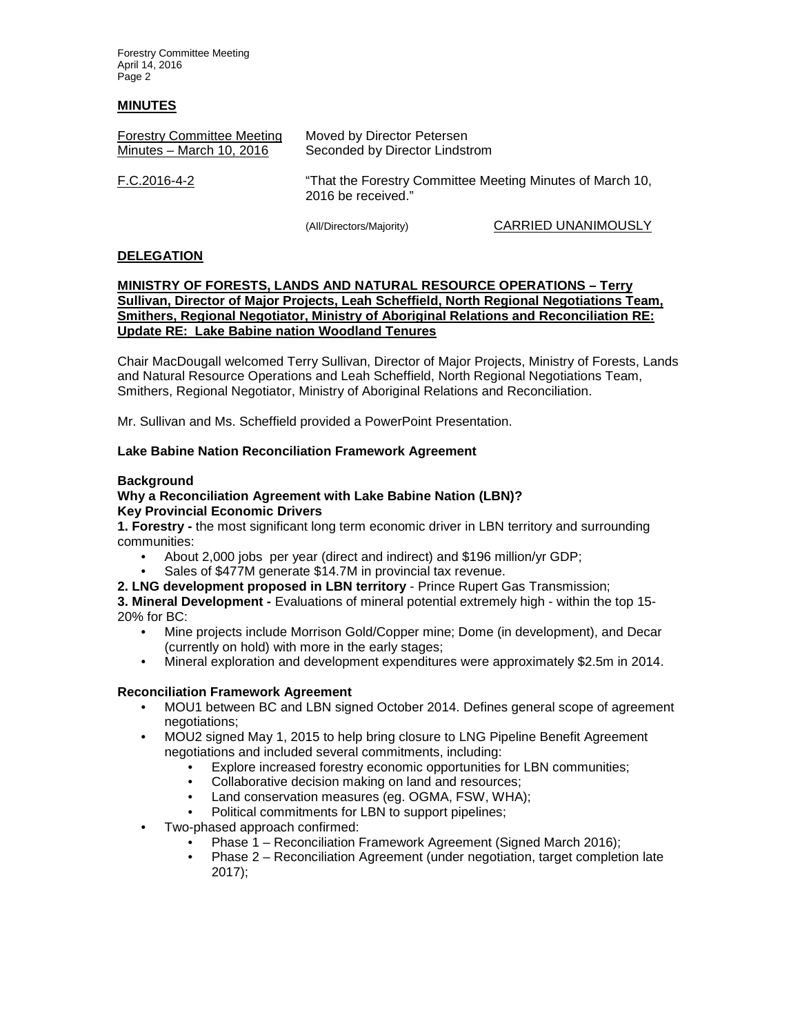## MINUTES

Forestry Committee Meeting Minutes – March 10, 2016

Moved by Director Petersen
Seconded by Director Lindstrom

F.C.2016-4-2

"That the Forestry Committee Meeting Minutes of March 10, 2016 be received."

(All/Directors/Majority) CARRIED UNANIMOUSLY

## DELEGATION

**MINISTRY OF FORESTS, LANDS AND NATURAL RESOURCE OPERATIONS – Terry Sullivan, Director of Major Projects, Leah Scheffield, North Regional Negotiations Team, Smithers, Regional Negotiator, Ministry of Aboriginal Relations and Reconciliation RE: Update RE: Lake Babine nation Woodland Tenures**

Chair MacDougall welcomed Terry Sullivan, Director of Major Projects, Ministry of Forests, Lands and Natural Resource Operations and Leah Scheffield, North Regional Negotiations Team, Smithers, Regional Negotiator, Ministry of Aboriginal Relations and Reconciliation.

Mr. Sullivan and Ms. Scheffield provided a PowerPoint Presentation.

### Lake Babine Nation Reconciliation Framework Agreement

**Background**

**Why a Reconciliation Agreement with Lake Babine Nation (LBN)?**

**Key Provincial Economic Drivers**

**1. Forestry -** the most significant long term economic driver in LBN territory and surrounding communities:

- About 2,000 jobs per year (direct and indirect) and $196 million/yr GDP;
- Sales of $477M generate $14.7M in provincial tax revenue.

**2. LNG development proposed in LBN territory** - Prince Rupert Gas Transmission;

**3. Mineral Development -** Evaluations of mineral potential extremely high - within the top 15-20% for BC:

- Mine projects include Morrison Gold/Copper mine; Dome (in development), and Decar (currently on hold) with more in the early stages;
- Mineral exploration and development expenditures were approximately $2.5m in 2014.

**Reconciliation Framework Agreement**

- MOU1 between BC and LBN signed October 2014. Defines general scope of agreement negotiations;
- MOU2 signed May 1, 2015 to help bring closure to LNG Pipeline Benefit Agreement negotiations and included several commitments, including:
  - Explore increased forestry economic opportunities for LBN communities;
  - Collaborative decision making on land and resources;
  - Land conservation measures (eg. OGMA, FSW, WHA);
  - Political commitments for LBN to support pipelines;
- Two-phased approach confirmed:
  - Phase 1 – Reconciliation Framework Agreement (Signed March 2016);
  - Phase 2 – Reconciliation Agreement (under negotiation, target completion late 2017);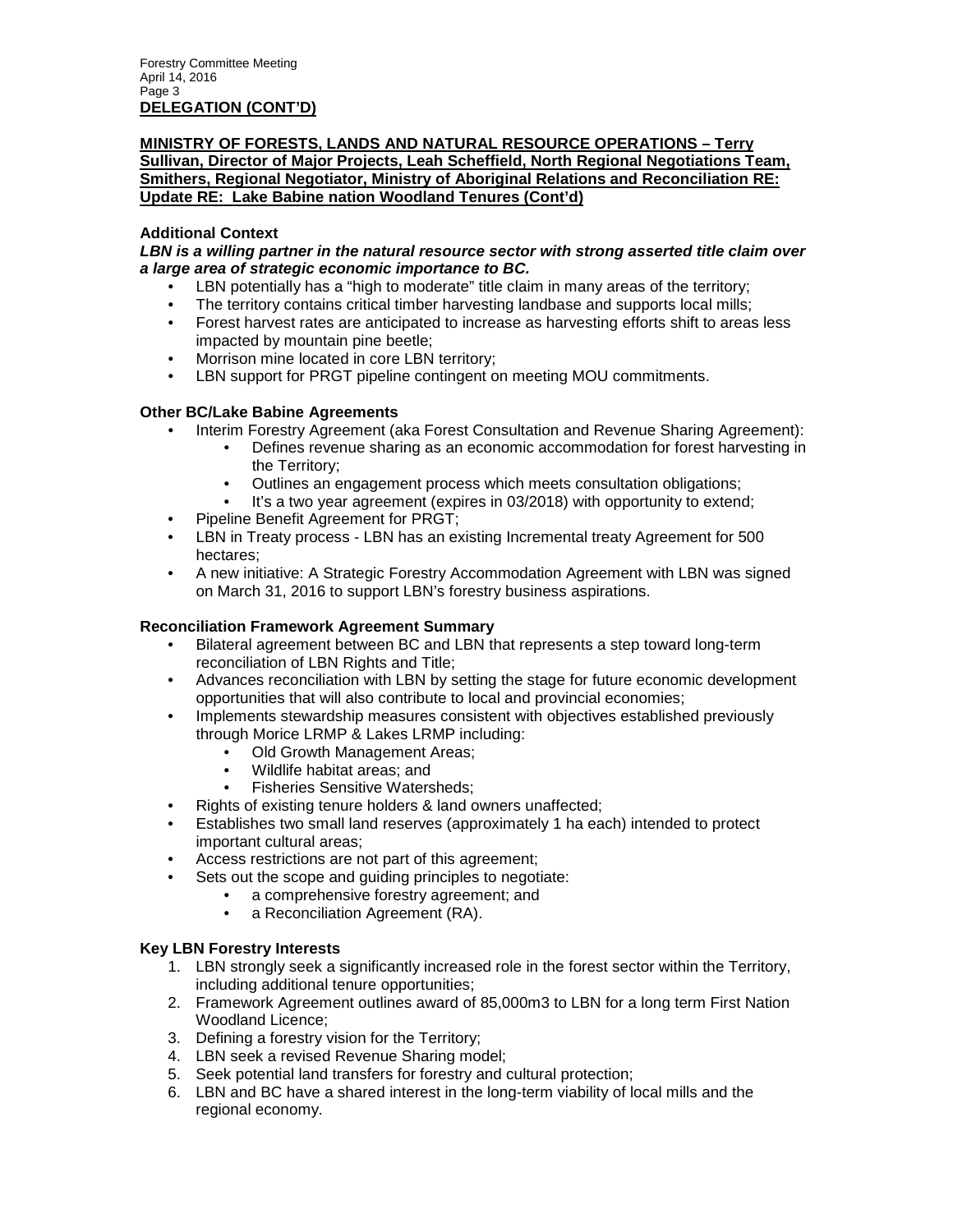**DELEGATION (CONT'D)**

**MINISTRY OF FORESTS, LANDS AND NATURAL RESOURCE OPERATIONS – Terry Sullivan, Director of Major Projects, Leah Scheffield, North Regional Negotiations Team, Smithers, Regional Negotiator, Ministry of Aboriginal Relations and Reconciliation RE: Update RE: Lake Babine nation Woodland Tenures (Cont'd)**

**Additional Context**

***LBN is a willing partner in the natural resource sector with strong asserted title claim over a large area of strategic economic importance to BC.***

- LBN potentially has a "high to moderate" title claim in many areas of the territory;
- The territory contains critical timber harvesting landbase and supports local mills;
- Forest harvest rates are anticipated to increase as harvesting efforts shift to areas less impacted by mountain pine beetle;
- Morrison mine located in core LBN territory;
- LBN support for PRGT pipeline contingent on meeting MOU commitments.

**Other BC/Lake Babine Agreements**

- Interim Forestry Agreement (aka Forest Consultation and Revenue Sharing Agreement):
  - Defines revenue sharing as an economic accommodation for forest harvesting in the Territory;
  - Outlines an engagement process which meets consultation obligations;
  - It's a two year agreement (expires in 03/2018) with opportunity to extend;
- Pipeline Benefit Agreement for PRGT;
- LBN in Treaty process - LBN has an existing Incremental treaty Agreement for 500 hectares;
- A new initiative: A Strategic Forestry Accommodation Agreement with LBN was signed on March 31, 2016 to support LBN's forestry business aspirations.

**Reconciliation Framework Agreement Summary**

- Bilateral agreement between BC and LBN that represents a step toward long-term reconciliation of LBN Rights and Title;
- Advances reconciliation with LBN by setting the stage for future economic development opportunities that will also contribute to local and provincial economies;
- Implements stewardship measures consistent with objectives established previously through Morice LRMP & Lakes LRMP including:
  - Old Growth Management Areas;
  - Wildlife habitat areas; and
  - Fisheries Sensitive Watersheds;
- Rights of existing tenure holders & land owners unaffected;
- Establishes two small land reserves (approximately 1 ha each) intended to protect important cultural areas;
- Access restrictions are not part of this agreement;
- Sets out the scope and guiding principles to negotiate:
  - a comprehensive forestry agreement; and
  - a Reconciliation Agreement (RA).

**Key LBN Forestry Interests**

1. LBN strongly seek a significantly increased role in the forest sector within the Territory, including additional tenure opportunities;
2. Framework Agreement outlines award of 85,000m3 to LBN for a long term First Nation Woodland Licence;
3. Defining a forestry vision for the Territory;
4. LBN seek a revised Revenue Sharing model;
5. Seek potential land transfers for forestry and cultural protection;
6. LBN and BC have a shared interest in the long-term viability of local mills and the regional economy.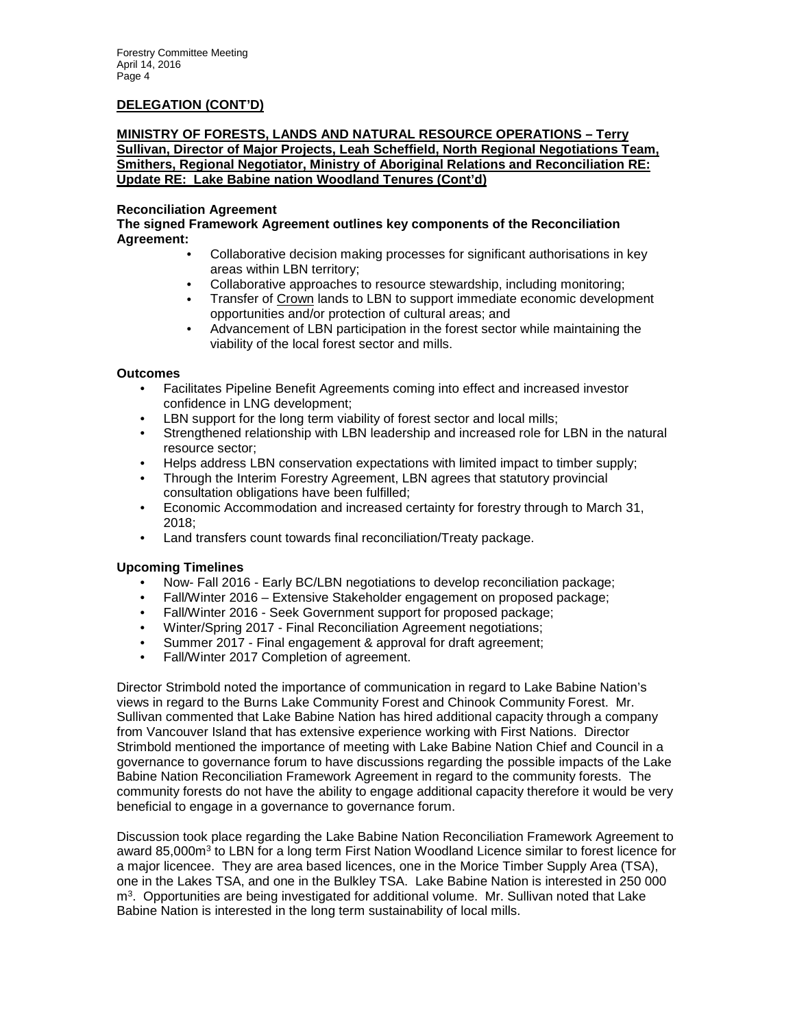**DELEGATION (CONT'D)**

**MINISTRY OF FORESTS, LANDS AND NATURAL RESOURCE OPERATIONS – Terry Sullivan, Director of Major Projects, Leah Scheffield, North Regional Negotiations Team, Smithers, Regional Negotiator, Ministry of Aboriginal Relations and Reconciliation RE: Update RE: Lake Babine nation Woodland Tenures (Cont'd)**

**Reconciliation Agreement**

**The signed Framework Agreement outlines key components of the Reconciliation Agreement:**

- Collaborative decision making processes for significant authorisations in key areas within LBN territory;
- Collaborative approaches to resource stewardship, including monitoring;
- Transfer of Crown lands to LBN to support immediate economic development opportunities and/or protection of cultural areas; and
- Advancement of LBN participation in the forest sector while maintaining the viability of the local forest sector and mills.

**Outcomes**

- Facilitates Pipeline Benefit Agreements coming into effect and increased investor confidence in LNG development;
- LBN support for the long term viability of forest sector and local mills;
- Strengthened relationship with LBN leadership and increased role for LBN in the natural resource sector;
- Helps address LBN conservation expectations with limited impact to timber supply;
- Through the Interim Forestry Agreement, LBN agrees that statutory provincial consultation obligations have been fulfilled;
- Economic Accommodation and increased certainty for forestry through to March 31, 2018;
- Land transfers count towards final reconciliation/Treaty package.

**Upcoming Timelines**

- Now- Fall 2016 - Early BC/LBN negotiations to develop reconciliation package;
- Fall/Winter 2016 – Extensive Stakeholder engagement on proposed package;
- Fall/Winter 2016 - Seek Government support for proposed package;
- Winter/Spring 2017 - Final Reconciliation Agreement negotiations;
- Summer 2017 - Final engagement & approval for draft agreement;
- Fall/Winter 2017 Completion of agreement.

Director Strimbold noted the importance of communication in regard to Lake Babine Nation's views in regard to the Burns Lake Community Forest and Chinook Community Forest. Mr. Sullivan commented that Lake Babine Nation has hired additional capacity through a company from Vancouver Island that has extensive experience working with First Nations. Director Strimbold mentioned the importance of meeting with Lake Babine Nation Chief and Council in a governance to governance forum to have discussions regarding the possible impacts of the Lake Babine Nation Reconciliation Framework Agreement in regard to the community forests. The community forests do not have the ability to engage additional capacity therefore it would be very beneficial to engage in a governance to governance forum.

Discussion took place regarding the Lake Babine Nation Reconciliation Framework Agreement to award 85,000$m^3$ to LBN for a long term First Nation Woodland Licence similar to forest licence for a major licencee. They are area based licences, one in the Morice Timber Supply Area (TSA), one in the Lakes TSA, and one in the Bulkley TSA. Lake Babine Nation is interested in 250 000 $m^3$. Opportunities are being investigated for additional volume. Mr. Sullivan noted that Lake Babine Nation is interested in the long term sustainability of local mills.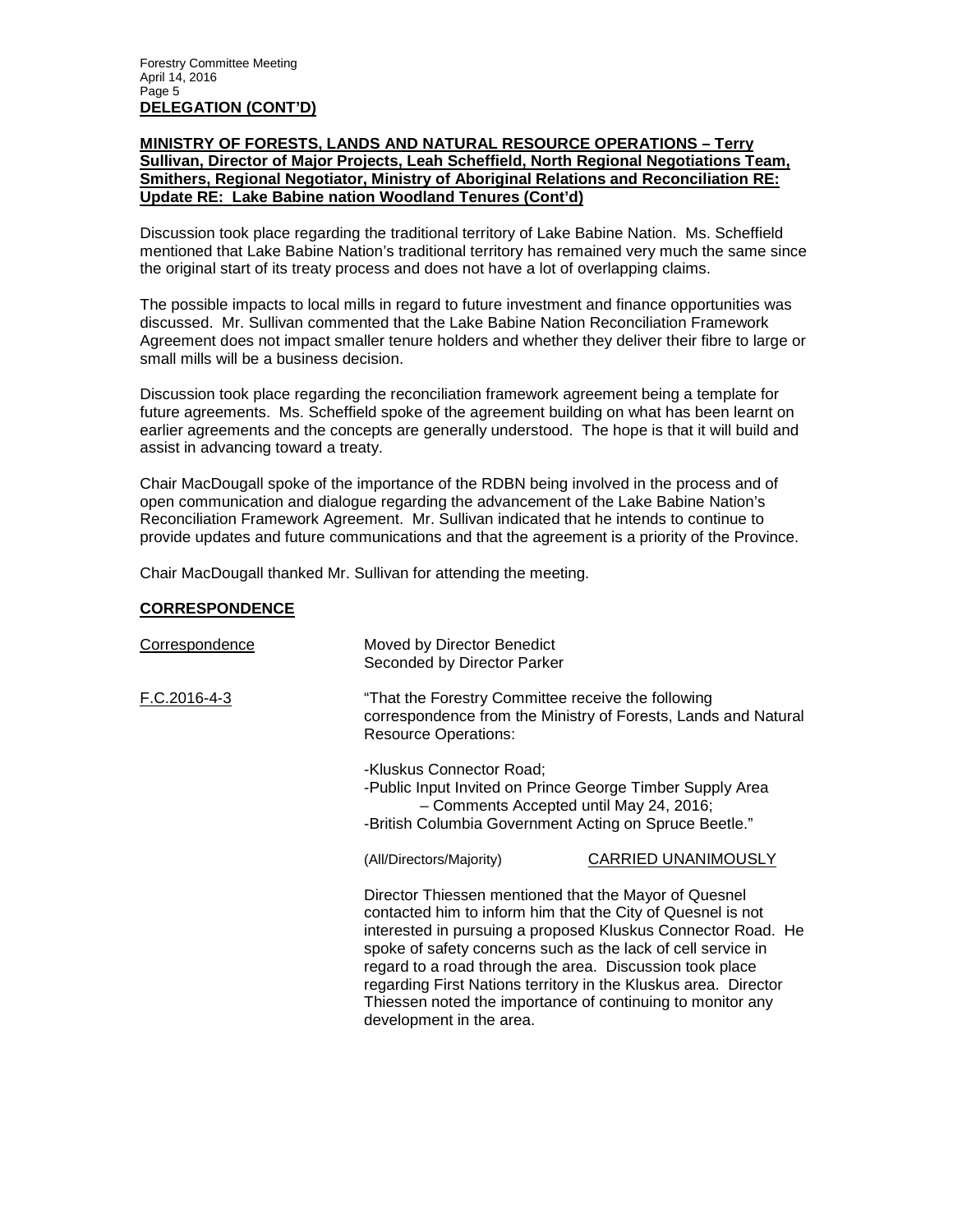**DELEGATION (CONT'D)**

**MINISTRY OF FORESTS, LANDS AND NATURAL RESOURCE OPERATIONS – Terry Sullivan, Director of Major Projects, Leah Scheffield, North Regional Negotiations Team, Smithers, Regional Negotiator, Ministry of Aboriginal Relations and Reconciliation RE: Update RE: Lake Babine nation Woodland Tenures (Cont'd)**

Discussion took place regarding the traditional territory of Lake Babine Nation. Ms. Scheffield mentioned that Lake Babine Nation's traditional territory has remained very much the same since the original start of its treaty process and does not have a lot of overlapping claims.

The possible impacts to local mills in regard to future investment and finance opportunities was discussed. Mr. Sullivan commented that the Lake Babine Nation Reconciliation Framework Agreement does not impact smaller tenure holders and whether they deliver their fibre to large or small mills will be a business decision.

Discussion took place regarding the reconciliation framework agreement being a template for future agreements. Ms. Scheffield spoke of the agreement building on what has been learnt on earlier agreements and the concepts are generally understood. The hope is that it will build and assist in advancing toward a treaty.

Chair MacDougall spoke of the importance of the RDBN being involved in the process and of open communication and dialogue regarding the advancement of the Lake Babine Nation's Reconciliation Framework Agreement. Mr. Sullivan indicated that he intends to continue to provide updates and future communications and that the agreement is a priority of the Province.

Chair MacDougall thanked Mr. Sullivan for attending the meeting.

**CORRESPONDENCE**

Correspondence

Moved by Director Benedict
Seconded by Director Parker

F.C.2016-4-3

"That the Forestry Committee receive the following correspondence from the Ministry of Forests, Lands and Natural Resource Operations:

-Kluskus Connector Road;
-Public Input Invited on Prince George Timber Supply Area – Comments Accepted until May 24, 2016;
-British Columbia Government Acting on Spruce Beetle."

(All/Directors/Majority) CARRIED UNANIMOUSLY

Director Thiessen mentioned that the Mayor of Quesnel contacted him to inform him that the City of Quesnel is not interested in pursuing a proposed Kluskus Connector Road. He spoke of safety concerns such as the lack of cell service in regard to a road through the area. Discussion took place regarding First Nations territory in the Kluskus area. Director Thiessen noted the importance of continuing to monitor any development in the area.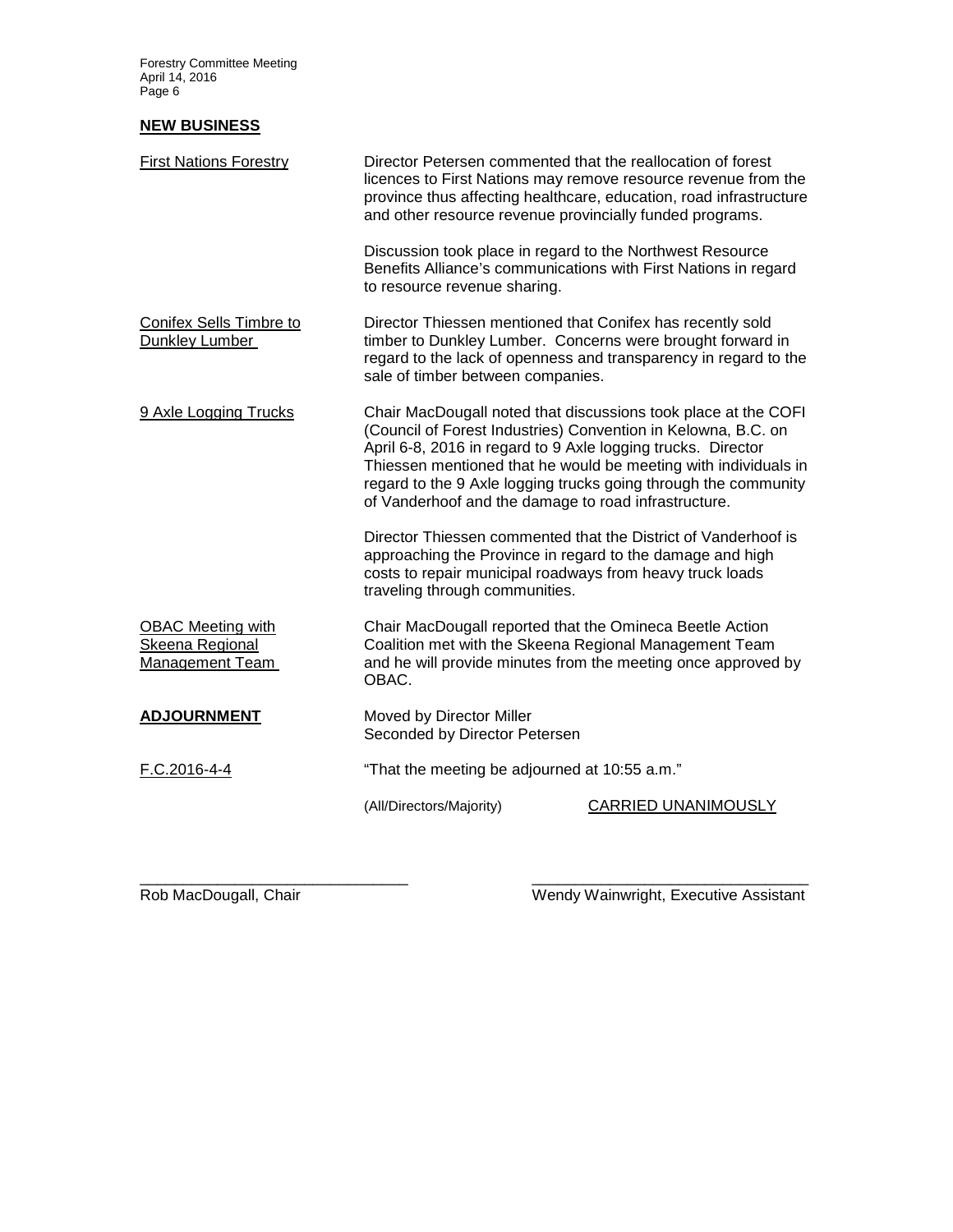## NEW BUSINESS

<u>First Nations Forestry</u>

Director Petersen commented that the reallocation of forest licences to First Nations may remove resource revenue from the province thus affecting healthcare, education, road infrastructure and other resource revenue provincially funded programs.

Discussion took place in regard to the Northwest Resource Benefits Alliance's communications with First Nations in regard to resource revenue sharing.

<u>Conifex Sells Timbre to Dunkley Lumber</u>

Director Thiessen mentioned that Conifex has recently sold timber to Dunkley Lumber. Concerns were brought forward in regard to the lack of openness and transparency in regard to the sale of timber between companies.

<u>9 Axle Logging Trucks</u>

Chair MacDougall noted that discussions took place at the COFI (Council of Forest Industries) Convention in Kelowna, B.C. on April 6-8, 2016 in regard to 9 Axle logging trucks. Director Thiessen mentioned that he would be meeting with individuals in regard to the 9 Axle logging trucks going through the community of Vanderhoof and the damage to road infrastructure.

Director Thiessen commented that the District of Vanderhoof is approaching the Province in regard to the damage and high costs to repair municipal roadways from heavy truck loads traveling through communities.

<u>OBAC Meeting with Skeena Regional Management Team</u>

Chair MacDougall reported that the Omineca Beetle Action Coalition met with the Skeena Regional Management Team and he will provide minutes from the meeting once approved by OBAC.

**ADJOURNMENT**

Moved by Director Miller
Seconded by Director Petersen

<u>F.C.2016-4-4</u>

"That the meeting be adjourned at 10:55 a.m."

(All/Directors/Majority) <u>CARRIED UNANIMOUSLY</u>

\_\_\_\_\_\_\_\_\_\_\_\_\_\_\_\_\_\_\_\_\_\_\_\_\_\_\_\_\_\_
Rob MacDougall, Chair

\_\_\_\_\_\_\_\_\_\_\_\_\_\_\_\_\_\_\_\_\_\_\_\_\_\_\_\_\_\_
Wendy Wainwright, Executive Assistant